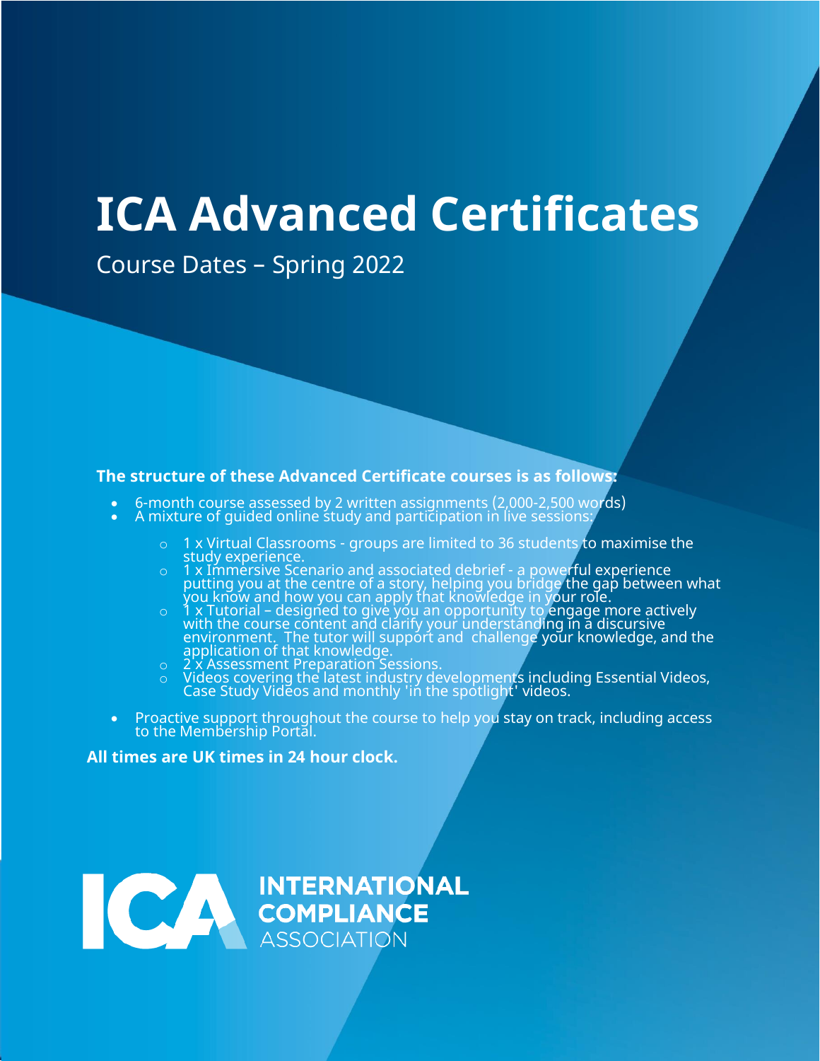# ICA Advanced Certificates

Course Dates – Spring 2022

**The structure of these Advanced Certificate courses is as follows:**

- 6-month course assessed by 2 written assignments (2,000-2,500 words)
- A mixture of guided online study and participation in live sessions:
  - 1 x Virtual Classrooms - groups are limited to 36 students to maximise the study experience.
  - 1 x Immersive Scenario and associated debrief - a powerful experience putting you at the centre of a story, helping you bridge the gap between what you know and how you can apply that knowledge in your role.
  - 1 x Tutorial – designed to give you an opportunity to engage more actively with the course content and clarify your understanding in a discursive environment. The tutor will support and challenge your knowledge, and the application of that knowledge.
  - 2 x Assessment Preparation Sessions.
  - Videos covering the latest industry developments including Essential Videos, Case Study Videos and monthly 'in the spotlight' videos.
- Proactive support throughout the course to help you stay on track, including access to the Membership Portal.

**All times are UK times in 24 hour clock.**

ICA INTERNATIONAL COMPLIANCE ASSOCIATION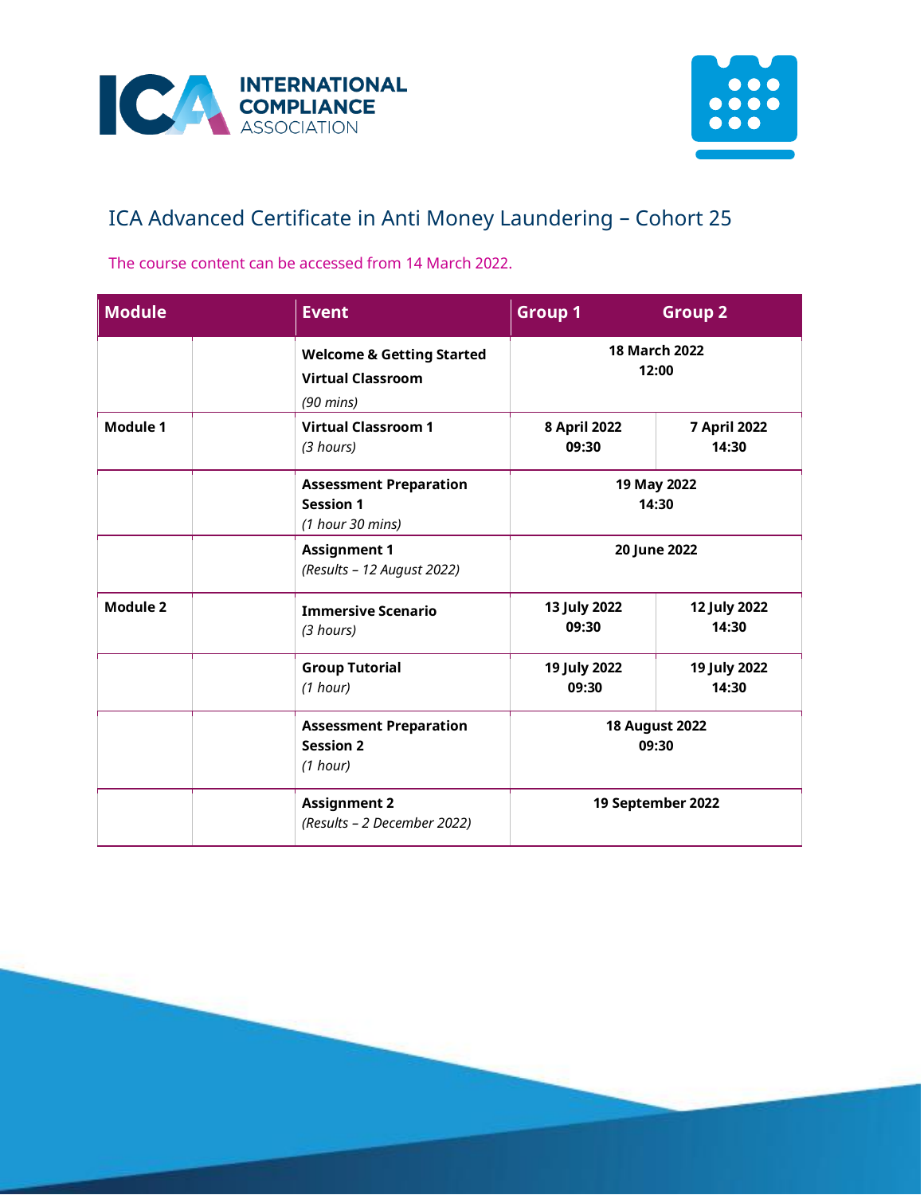# ICA Advanced Certificate in Anti Money Laundering – Cohort 25

The course content can be accessed from 14 March 2022.

| Module | | Event | Group 1 | Group 2 |
|---|---|---|---|---|
| | | **Welcome & Getting Started Virtual Classroom** *(90 mins)* | **18 March 2022 12:00** | |
| **Module 1** | | **Virtual Classroom 1** *(3 hours)* | **8 April 2022 09:30** | **7 April 2022 14:30** |
| | | **Assessment Preparation Session 1** *(1 hour 30 mins)* | **19 May 2022 14:30** | |
| | | **Assignment 1** *(Results – 12 August 2022)* | **20 June 2022** | |
| **Module 2** | | **Immersive Scenario** *(3 hours)* | **13 July 2022 09:30** | **12 July 2022 14:30** |
| | | **Group Tutorial** *(1 hour)* | **19 July 2022 09:30** | **19 July 2022 14:30** |
| | | **Assessment Preparation Session 2** *(1 hour)* | **18 August 2022 09:30** | |
| | | **Assignment 2** *(Results – 2 December 2022)* | **19 September 2022** | |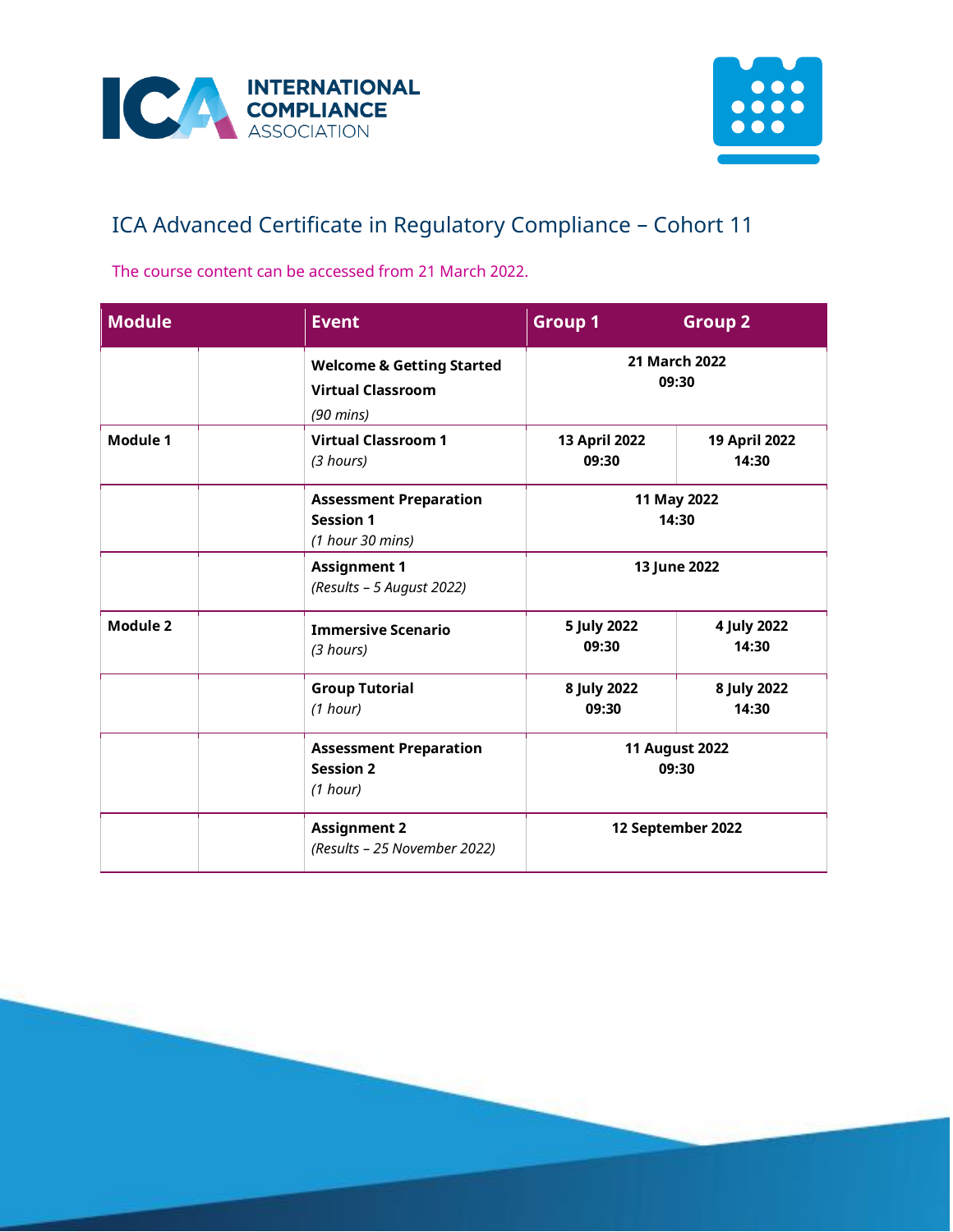# ICA Advanced Certificate in Regulatory Compliance – Cohort 11

The course content can be accessed from 21 March 2022.

| Module | | Event | Group 1 | Group 2 |
|---|---|---|---|---|
| | | **Welcome & Getting Started Virtual Classroom** *(90 mins)* | **21 March 2022 09:30** | |
| **Module 1** | | **Virtual Classroom 1** *(3 hours)* | **13 April 2022 09:30** | **19 April 2022 14:30** |
| | | **Assessment Preparation Session 1** *(1 hour 30 mins)* | **11 May 2022 14:30** | |
| | | **Assignment 1** *(Results – 5 August 2022)* | **13 June 2022** | |
| **Module 2** | | **Immersive Scenario** *(3 hours)* | **5 July 2022 09:30** | **4 July 2022 14:30** |
| | | **Group Tutorial** *(1 hour)* | **8 July 2022 09:30** | **8 July 2022 14:30** |
| | | **Assessment Preparation Session 2** *(1 hour)* | **11 August 2022 09:30** | |
| | | **Assignment 2** *(Results – 25 November 2022)* | **12 September 2022** | |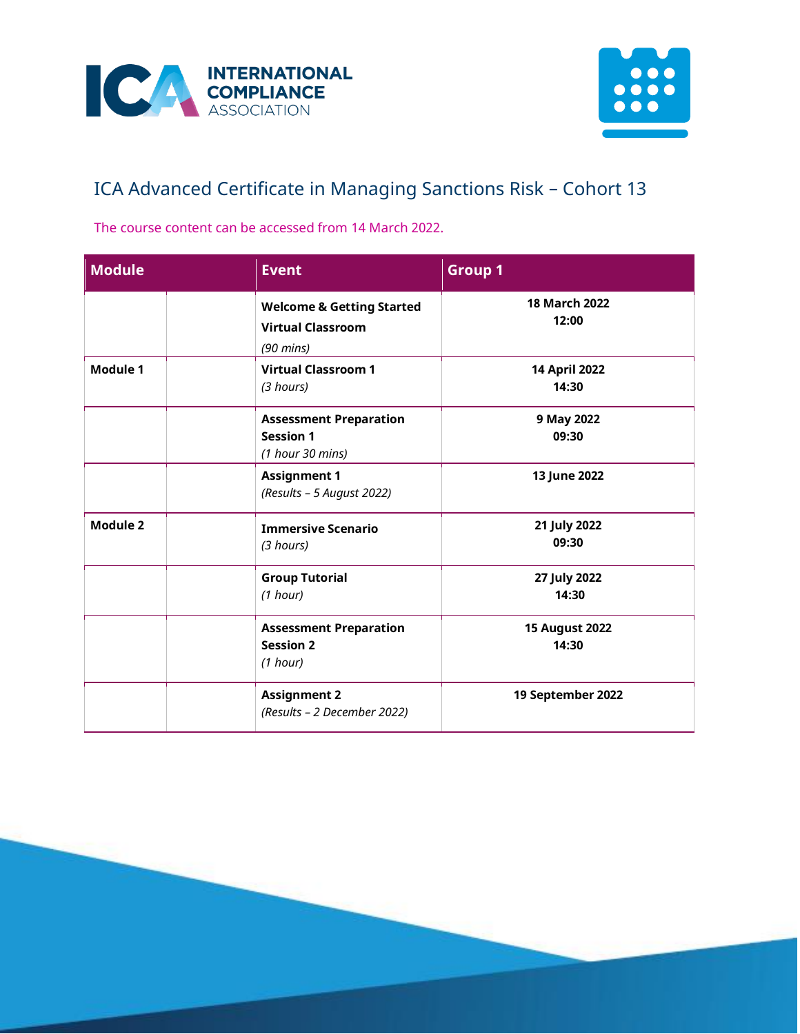# ICA Advanced Certificate in Managing Sanctions Risk – Cohort 13

The course content can be accessed from 14 March 2022.

| Module | | Event | Group 1 |
|---|---|---|---|
| | | **Welcome & Getting Started Virtual Classroom** *(90 mins)* | **18 March 2022 12:00** |
| **Module 1** | | **Virtual Classroom 1** *(3 hours)* | **14 April 2022 14:30** |
| | | **Assessment Preparation Session 1** *(1 hour 30 mins)* | **9 May 2022 09:30** |
| | | **Assignment 1** *(Results – 5 August 2022)* | **13 June 2022** |
| **Module 2** | | **Immersive Scenario** *(3 hours)* | **21 July 2022 09:30** |
| | | **Group Tutorial** *(1 hour)* | **27 July 2022 14:30** |
| | | **Assessment Preparation Session 2** *(1 hour)* | **15 August 2022 14:30** |
| | | **Assignment 2** *(Results – 2 December 2022)* | **19 September 2022** |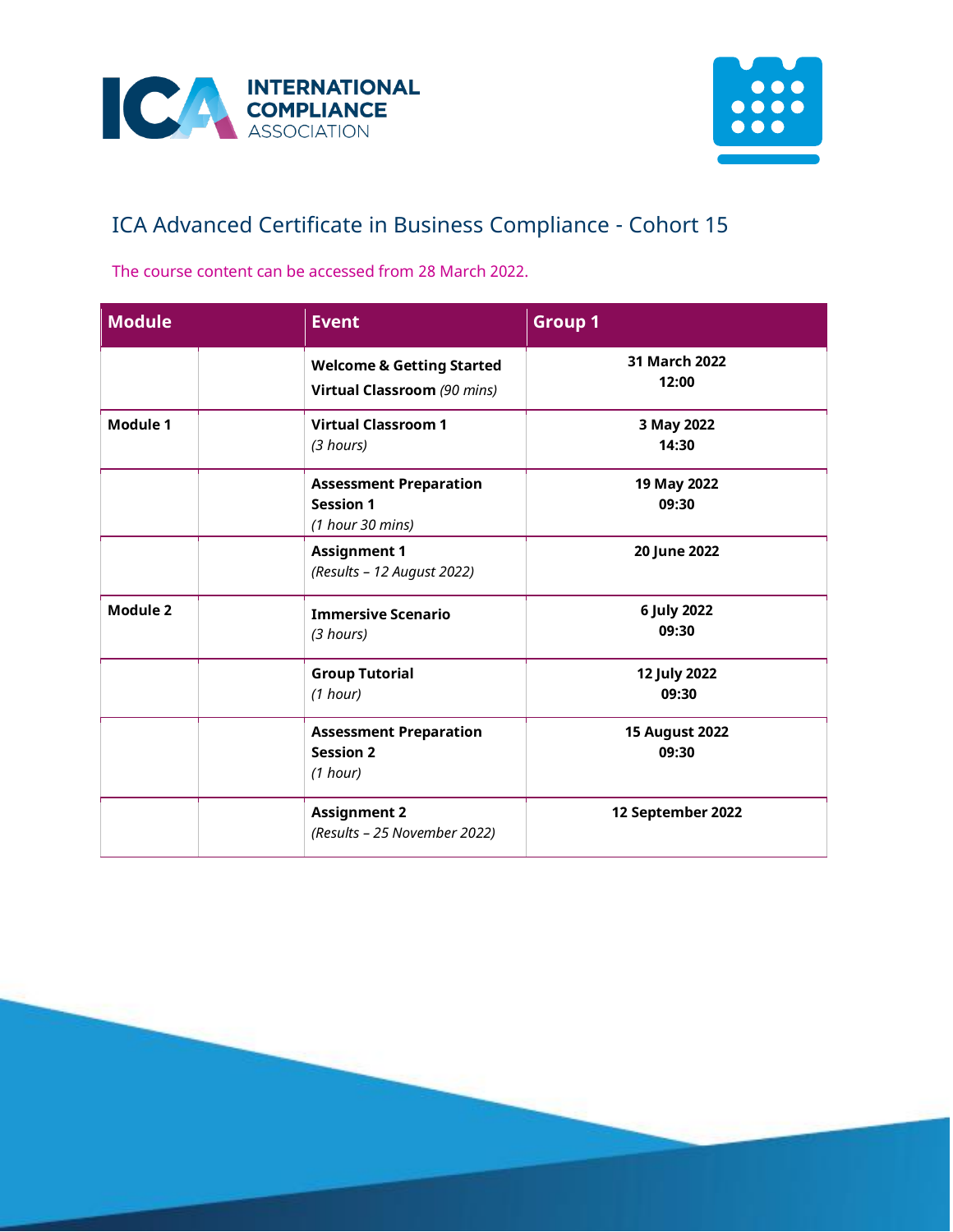# ICA Advanced Certificate in Business Compliance - Cohort 15

The course content can be accessed from 28 March 2022.

| Module | | Event | Group 1 |
|---|---|---|---|
| | | **Welcome & Getting Started Virtual Classroom** *(90 mins)* | **31 March 2022 12:00** |
| **Module 1** | | **Virtual Classroom 1** *(3 hours)* | **3 May 2022 14:30** |
| | | **Assessment Preparation Session 1** *(1 hour 30 mins)* | **19 May 2022 09:30** |
| | | **Assignment 1** *(Results – 12 August 2022)* | **20 June 2022** |
| **Module 2** | | **Immersive Scenario** *(3 hours)* | **6 July 2022 09:30** |
| | | **Group Tutorial** *(1 hour)* | **12 July 2022 09:30** |
| | | **Assessment Preparation Session 2** *(1 hour)* | **15 August 2022 09:30** |
| | | **Assignment 2** *(Results – 25 November 2022)* | **12 September 2022** |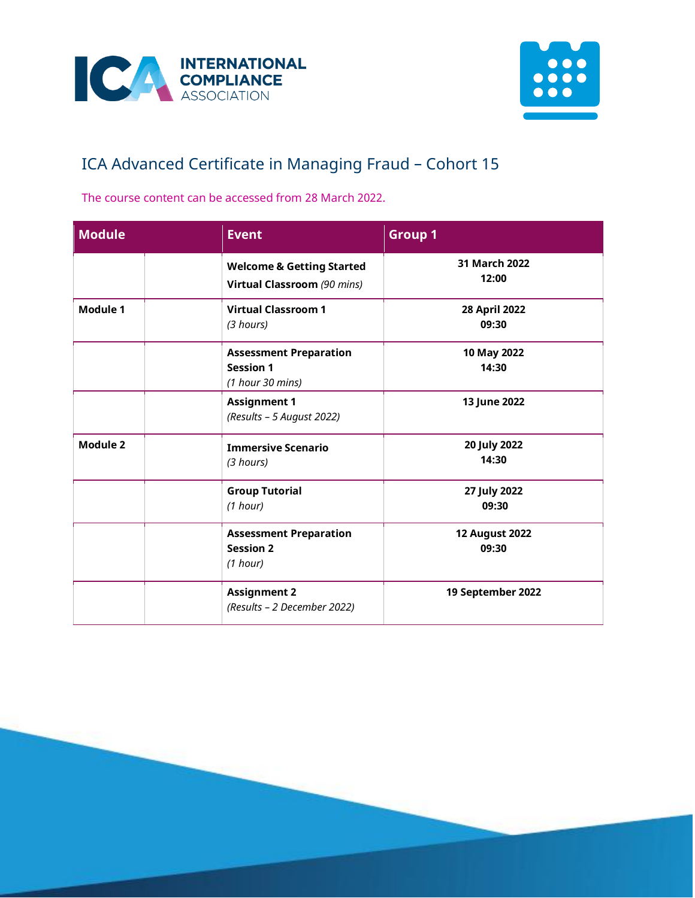## ICA Advanced Certificate in Managing Fraud – Cohort 15

The course content can be accessed from 28 March 2022.

| Module | | Event | Group 1 |
|---|---|---|---|
| | | **Welcome & Getting Started Virtual Classroom** *(90 mins)* | **31 March 2022 12:00** |
| **Module 1** | | **Virtual Classroom 1** *(3 hours)* | **28 April 2022 09:30** |
| | | **Assessment Preparation Session 1** *(1 hour 30 mins)* | **10 May 2022 14:30** |
| | | **Assignment 1** *(Results – 5 August 2022)* | **13 June 2022** |
| **Module 2** | | **Immersive Scenario** *(3 hours)* | **20 July 2022 14:30** |
| | | **Group Tutorial** *(1 hour)* | **27 July 2022 09:30** |
| | | **Assessment Preparation Session 2** *(1 hour)* | **12 August 2022 09:30** |
| | | **Assignment 2** *(Results – 2 December 2022)* | **19 September 2022** |